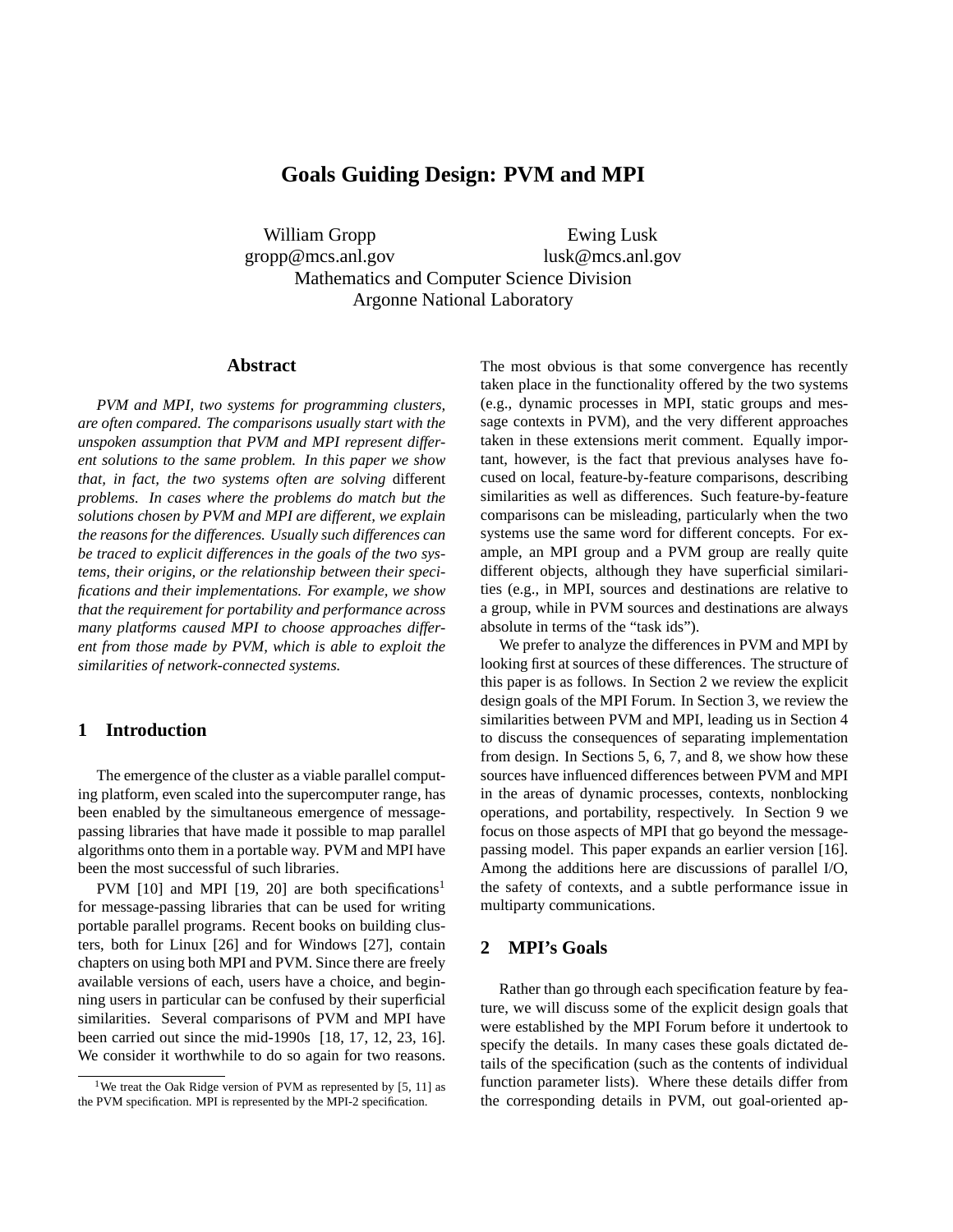# Goals Guiding Design: PVM and MPI

William Gropp
gropp@mcs.anl.gov

Ewing Lusk
lusk@mcs.anl.gov

Mathematics and Computer Science Division
Argonne National Laboratory

## Abstract

*PVM and MPI, two systems for programming clusters, are often compared. The comparisons usually start with the unspoken assumption that PVM and MPI represent different solutions to the same problem. In this paper we show that, in fact, the two systems often are solving* different *problems. In cases where the problems do match but the solutions chosen by PVM and MPI are different, we explain the reasons for the differences. Usually such differences can be traced to explicit differences in the goals of the two systems, their origins, or the relationship between their specifications and their implementations. For example, we show that the requirement for portability and performance across many platforms caused MPI to choose approaches different from those made by PVM, which is able to exploit the similarities of network-connected systems.*

## 1 Introduction

The emergence of the cluster as a viable parallel computing platform, even scaled into the supercomputer range, has been enabled by the simultaneous emergence of message-passing libraries that have made it possible to map parallel algorithms onto them in a portable way. PVM and MPI have been the most successful of such libraries.

PVM [10] and MPI [19, 20] are both specifications[1] for message-passing libraries that can be used for writing portable parallel programs. Recent books on building clusters, both for Linux [26] and for Windows [27], contain chapters on using both MPI and PVM. Since there are freely available versions of each, users have a choice, and beginning users in particular can be confused by their superficial similarities. Several comparisons of PVM and MPI have been carried out since the mid-1990s [18, 17, 12, 23, 16]. We consider it worthwhile to do so again for two reasons. The most obvious is that some convergence has recently taken place in the functionality offered by the two systems (e.g., dynamic processes in MPI, static groups and message contexts in PVM), and the very different approaches taken in these extensions merit comment. Equally important, however, is the fact that previous analyses have focused on local, feature-by-feature comparisons, describing similarities as well as differences. Such feature-by-feature comparisons can be misleading, particularly when the two systems use the same word for different concepts. For example, an MPI group and a PVM group are really quite different objects, although they have superficial similarities (e.g., in MPI, sources and destinations are relative to a group, while in PVM sources and destinations are always absolute in terms of the "task ids").

We prefer to analyze the differences in PVM and MPI by looking first at sources of these differences. The structure of this paper is as follows. In Section 2 we review the explicit design goals of the MPI Forum. In Section 3, we review the similarities between PVM and MPI, leading us in Section 4 to discuss the consequences of separating implementation from design. In Sections 5, 6, 7, and 8, we show how these sources have influenced differences between PVM and MPI in the areas of dynamic processes, contexts, nonblocking operations, and portability, respectively. In Section 9 we focus on those aspects of MPI that go beyond the message-passing model. This paper expands an earlier version [16]. Among the additions here are discussions of parallel I/O, the safety of contexts, and a subtle performance issue in multiparty communications.

## 2 MPI's Goals

Rather than go through each specification feature by feature, we will discuss some of the explicit design goals that were established by the MPI Forum before it undertook to specify the details. In many cases these goals dictated details of the specification (such as the contents of individual function parameter lists). Where these details differ from the corresponding details in PVM, out goal-oriented ap-

[1] We treat the Oak Ridge version of PVM as represented by [5, 11] as the PVM specification. MPI is represented by the MPI-2 specification.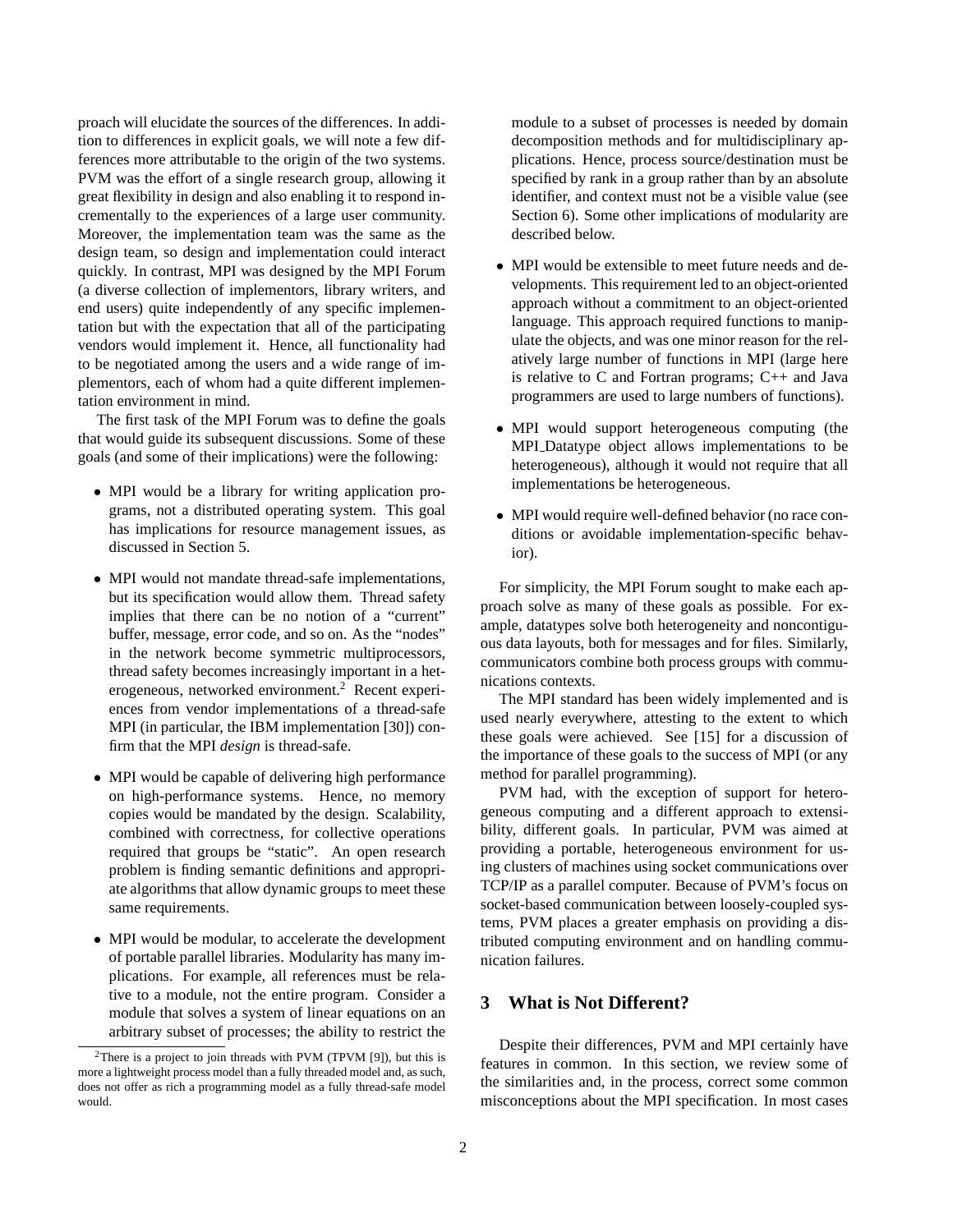proach will elucidate the sources of the differences. In addition to differences in explicit goals, we will note a few differences more attributable to the origin of the two systems. PVM was the effort of a single research group, allowing it great flexibility in design and also enabling it to respond incrementally to the experiences of a large user community. Moreover, the implementation team was the same as the design team, so design and implementation could interact quickly. In contrast, MPI was designed by the MPI Forum (a diverse collection of implementors, library writers, and end users) quite independently of any specific implementation but with the expectation that all of the participating vendors would implement it. Hence, all functionality had to be negotiated among the users and a wide range of implementors, each of whom had a quite different implementation environment in mind.

The first task of the MPI Forum was to define the goals that would guide its subsequent discussions. Some of these goals (and some of their implications) were the following:

- MPI would be a library for writing application programs, not a distributed operating system. This goal has implications for resource management issues, as discussed in Section 5.
- MPI would not mandate thread-safe implementations, but its specification would allow them. Thread safety implies that there can be no notion of a "current" buffer, message, error code, and so on. As the "nodes" in the network become symmetric multiprocessors, thread safety becomes increasingly important in a heterogeneous, networked environment.[2] Recent experiences from vendor implementations of a thread-safe MPI (in particular, the IBM implementation [30]) confirm that the MPI *design* is thread-safe.
- MPI would be capable of delivering high performance on high-performance systems. Hence, no memory copies would be mandated by the design. Scalability, combined with correctness, for collective operations required that groups be "static". An open research problem is finding semantic definitions and appropriate algorithms that allow dynamic groups to meet these same requirements.
- MPI would be modular, to accelerate the development of portable parallel libraries. Modularity has many implications. For example, all references must be relative to a module, not the entire program. Consider a module that solves a system of linear equations on an arbitrary subset of processes; the ability to restrict the module to a subset of processes is needed by domain decomposition methods and for multidisciplinary applications. Hence, process source/destination must be specified by rank in a group rather than by an absolute identifier, and context must not be a visible value (see Section 6). Some other implications of modularity are described below.
- MPI would be extensible to meet future needs and developments. This requirement led to an object-oriented approach without a commitment to an object-oriented language. This approach required functions to manipulate the objects, and was one minor reason for the relatively large number of functions in MPI (large here is relative to C and Fortran programs; C++ and Java programmers are used to large numbers of functions).
- MPI would support heterogeneous computing (the MPI_Datatype object allows implementations to be heterogeneous), although it would not require that all implementations be heterogeneous.
- MPI would require well-defined behavior (no race conditions or avoidable implementation-specific behavior).

For simplicity, the MPI Forum sought to make each approach solve as many of these goals as possible. For example, datatypes solve both heterogeneity and noncontiguous data layouts, both for messages and for files. Similarly, communicators combine both process groups with communications contexts.

The MPI standard has been widely implemented and is used nearly everywhere, attesting to the extent to which these goals were achieved. See [15] for a discussion of the importance of these goals to the success of MPI (or any method for parallel programming).

PVM had, with the exception of support for heterogeneous computing and a different approach to extensibility, different goals. In particular, PVM was aimed at providing a portable, heterogeneous environment for using clusters of machines using socket communications over TCP/IP as a parallel computer. Because of PVM's focus on socket-based communication between loosely-coupled systems, PVM places a greater emphasis on providing a distributed computing environment and on handling communication failures.

## 3 What is Not Different?

Despite their differences, PVM and MPI certainly have features in common. In this section, we review some of the similarities and, in the process, correct some common misconceptions about the MPI specification. In most cases

[2] There is a project to join threads with PVM (TPVM [9]), but this is more a lightweight process model than a fully threaded model and, as such, does not offer as rich a programming model as a fully thread-safe model would.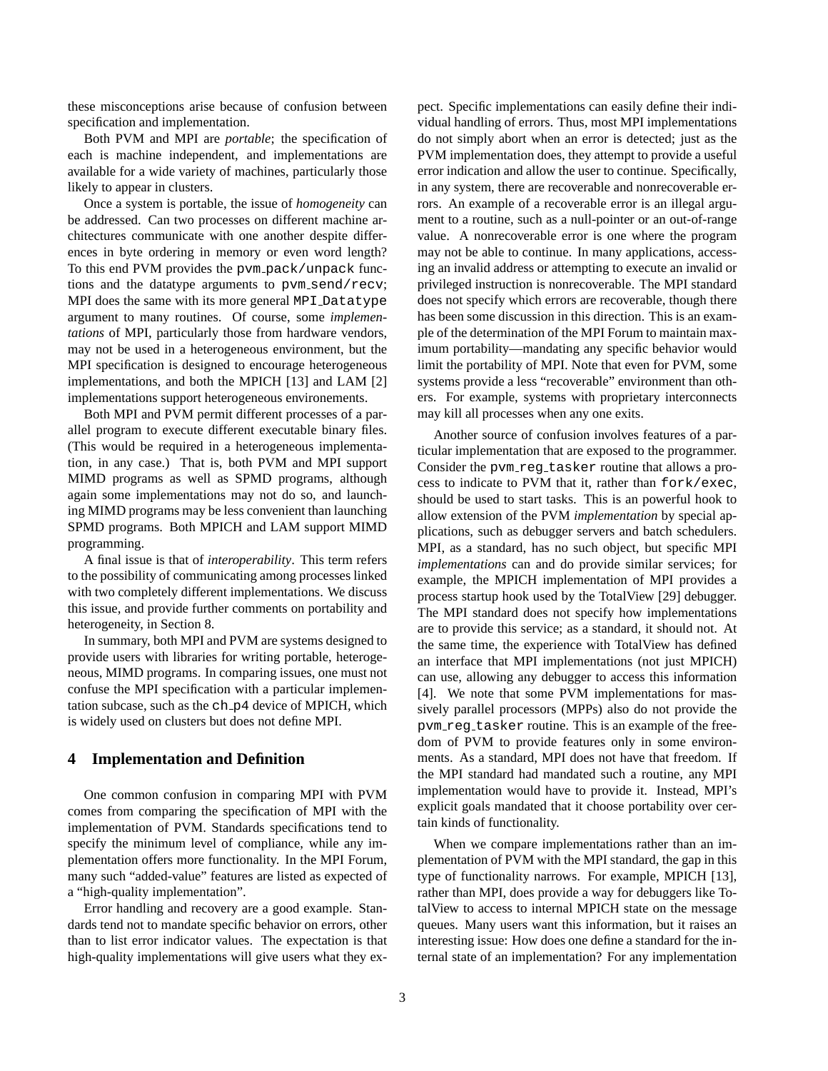these misconceptions arise because of confusion between specification and implementation.

Both PVM and MPI are *portable*; the specification of each is machine independent, and implementations are available for a wide variety of machines, particularly those likely to appear in clusters.

Once a system is portable, the issue of *homogeneity* can be addressed. Can two processes on different machine architectures communicate with one another despite differences in byte ordering in memory or even word length? To this end PVM provides the `pvm_pack/unpack` functions and the datatype arguments to `pvm_send/recv`; MPI does the same with its more general `MPI_Datatype` argument to many routines. Of course, some *implementations* of MPI, particularly those from hardware vendors, may not be used in a heterogeneous environment, but the MPI specification is designed to encourage heterogeneous implementations, and both the MPICH [13] and LAM [2] implementations support heterogeneous environements.

Both MPI and PVM permit different processes of a parallel program to execute different executable binary files. (This would be required in a heterogeneous implementation, in any case.) That is, both PVM and MPI support MIMD programs as well as SPMD programs, although again some implementations may not do so, and launching MIMD programs may be less convenient than launching SPMD programs. Both MPICH and LAM support MIMD programming.

A final issue is that of *interoperability*. This term refers to the possibility of communicating among processes linked with two completely different implementations. We discuss this issue, and provide further comments on portability and heterogeneity, in Section 8.

In summary, both MPI and PVM are systems designed to provide users with libraries for writing portable, heterogeneous, MIMD programs. In comparing issues, one must not confuse the MPI specification with a particular implementation subcase, such as the `ch_p4` device of MPICH, which is widely used on clusters but does not define MPI.

## 4 Implementation and Definition

One common confusion in comparing MPI with PVM comes from comparing the specification of MPI with the implementation of PVM. Standards specifications tend to specify the minimum level of compliance, while any implementation offers more functionality. In the MPI Forum, many such "added-value" features are listed as expected of a "high-quality implementation".

Error handling and recovery are a good example. Standards tend not to mandate specific behavior on errors, other than to list error indicator values. The expectation is that high-quality implementations will give users what they expect. Specific implementations can easily define their individual handling of errors. Thus, most MPI implementations do not simply abort when an error is detected; just as the PVM implementation does, they attempt to provide a useful error indication and allow the user to continue. Specifically, in any system, there are recoverable and nonrecoverable errors. An example of a recoverable error is an illegal argument to a routine, such as a null-pointer or an out-of-range value. A nonrecoverable error is one where the program may not be able to continue. In many applications, accessing an invalid address or attempting to execute an invalid or privileged instruction is nonrecoverable. The MPI standard does not specify which errors are recoverable, though there has been some discussion in this direction. This is an example of the determination of the MPI Forum to maintain maximum portability—mandating any specific behavior would limit the portability of MPI. Note that even for PVM, some systems provide a less "recoverable" environment than others. For example, systems with proprietary interconnects may kill all processes when any one exits.

Another source of confusion involves features of a particular implementation that are exposed to the programmer. Consider the `pvm_reg_tasker` routine that allows a process to indicate to PVM that it, rather than `fork/exec`, should be used to start tasks. This is an powerful hook to allow extension of the PVM *implementation* by special applications, such as debugger servers and batch schedulers. MPI, as a standard, has no such object, but specific MPI *implementations* can and do provide similar services; for example, the MPICH implementation of MPI provides a process startup hook used by the TotalView [29] debugger. The MPI standard does not specify how implementations are to provide this service; as a standard, it should not. At the same time, the experience with TotalView has defined an interface that MPI implementations (not just MPICH) can use, allowing any debugger to access this information [4]. We note that some PVM implementations for massively parallel processors (MPPs) also do not provide the `pvm_reg_tasker` routine. This is an example of the freedom of PVM to provide features only in some environments. As a standard, MPI does not have that freedom. If the MPI standard had mandated such a routine, any MPI implementation would have to provide it. Instead, MPI's explicit goals mandated that it choose portability over certain kinds of functionality.

When we compare implementations rather than an implementation of PVM with the MPI standard, the gap in this type of functionality narrows. For example, MPICH [13], rather than MPI, does provide a way for debuggers like TotalView to access to internal MPICH state on the message queues. Many users want this information, but it raises an interesting issue: How does one define a standard for the internal state of an implementation? For any implementation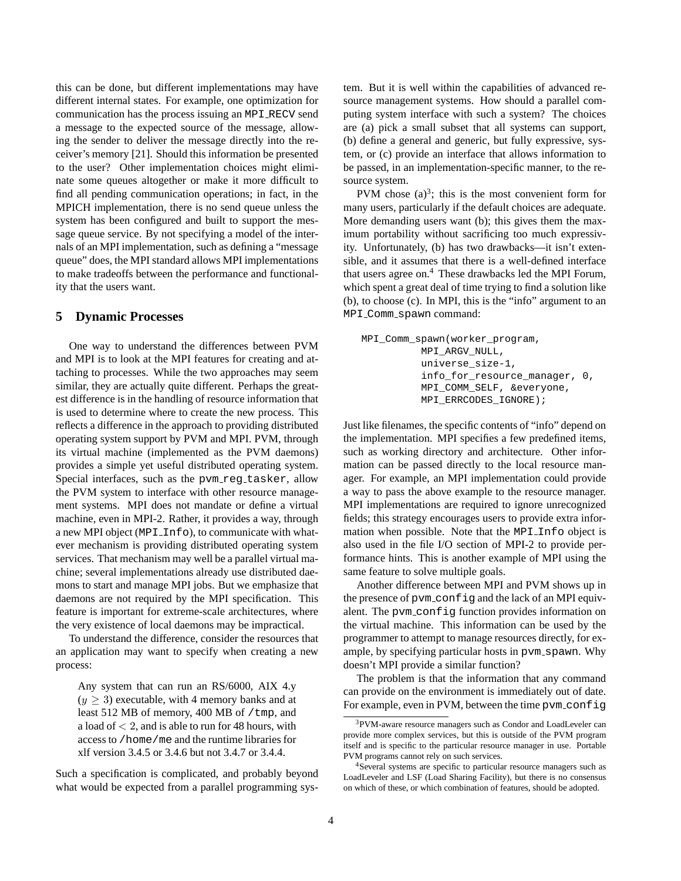this can be done, but different implementations may have different internal states. For example, one optimization for communication has the process issuing an `MPI_RECV` send a message to the expected source of the message, allowing the sender to deliver the message directly into the receiver's memory [21]. Should this information be presented to the user? Other implementation choices might eliminate some queues altogether or make it more difficult to find all pending communication operations; in fact, in the MPICH implementation, there is no send queue unless the system has been configured and built to support the message queue service. By not specifying a model of the internals of an MPI implementation, such as defining a "message queue" does, the MPI standard allows MPI implementations to make tradeoffs between the performance and functionality that the users want.

## 5 Dynamic Processes

One way to understand the differences between PVM and MPI is to look at the MPI features for creating and attaching to processes. While the two approaches may seem similar, they are actually quite different. Perhaps the greatest difference is in the handling of resource information that is used to determine where to create the new process. This reflects a difference in the approach to providing distributed operating system support by PVM and MPI. PVM, through its virtual machine (implemented as the PVM daemons) provides a simple yet useful distributed operating system. Special interfaces, such as the `pvm_reg_tasker`, allow the PVM system to interface with other resource management systems. MPI does not mandate or define a virtual machine, even in MPI-2. Rather, it provides a way, through a new MPI object (`MPI_Info`), to communicate with whatever mechanism is providing distributed operating system services. That mechanism may well be a parallel virtual machine; several implementations already use distributed daemons to start and manage MPI jobs. But we emphasize that daemons are not required by the MPI specification. This feature is important for extreme-scale architectures, where the very existence of local daemons may be impractical.

To understand the difference, consider the resources that an application may want to specify when creating a new process:

> Any system that can run an RS/6000, AIX 4.y ($y \geq 3$) executable, with 4 memory banks and at least 512 MB of memory, 400 MB of `/tmp`, and a load of $< 2$, and is able to run for 48 hours, with access to `/home/me` and the runtime libraries for xlf version 3.4.5 or 3.4.6 but not 3.4.7 or 3.4.4.

Such a specification is complicated, and probably beyond what would be expected from a parallel programming system. But it is well within the capabilities of advanced resource management systems. How should a parallel computing system interface with such a system? The choices are (a) pick a small subset that all systems can support, (b) define a general and generic, but fully expressive, system, or (c) provide an interface that allows information to be passed, in an implementation-specific manner, to the resource system.

PVM chose (a)[3]; this is the most convenient form for many users, particularly if the default choices are adequate. More demanding users want (b); this gives them the maximum portability without sacrificing too much expressivity. Unfortunately, (b) has two drawbacks—it isn't extensible, and it assumes that there is a well-defined interface that users agree on.[4] These drawbacks led the MPI Forum, which spent a great deal of time trying to find a solution like (b), to choose (c). In MPI, this is the "info" argument to an `MPI_Comm_spawn` command:

```
MPI_Comm_spawn(worker_program,
          MPI_ARGV_NULL,
          universe_size-1,
          info_for_resource_manager, 0,
          MPI_COMM_SELF, &everyone,
          MPI_ERRCODES_IGNORE);
```

Just like filenames, the specific contents of "info" depend on the implementation. MPI specifies a few predefined items, such as working directory and architecture. Other information can be passed directly to the local resource manager. For example, an MPI implementation could provide a way to pass the above example to the resource manager. MPI implementations are required to ignore unrecognized fields; this strategy encourages users to provide extra information when possible. Note that the `MPI_Info` object is also used in the file I/O section of MPI-2 to provide performance hints. This is another example of MPI using the same feature to solve multiple goals.

Another difference between MPI and PVM shows up in the presence of `pvm_config` and the lack of an MPI equivalent. The `pvm_config` function provides information on the virtual machine. This information can be used by the programmer to attempt to manage resources directly, for example, by specifying particular hosts in `pvm_spawn`. Why doesn't MPI provide a similar function?

The problem is that the information that any command can provide on the environment is immediately out of date. For example, even in PVM, between the time `pvm_config`

[3] PVM-aware resource managers such as Condor and LoadLeveler can provide more complex services, but this is outside of the PVM program itself and is specific to the particular resource manager in use. Portable PVM programs cannot rely on such services.

[4] Several systems are specific to particular resource managers such as LoadLeveler and LSF (Load Sharing Facility), but there is no consensus on which of these, or which combination of features, should be adopted.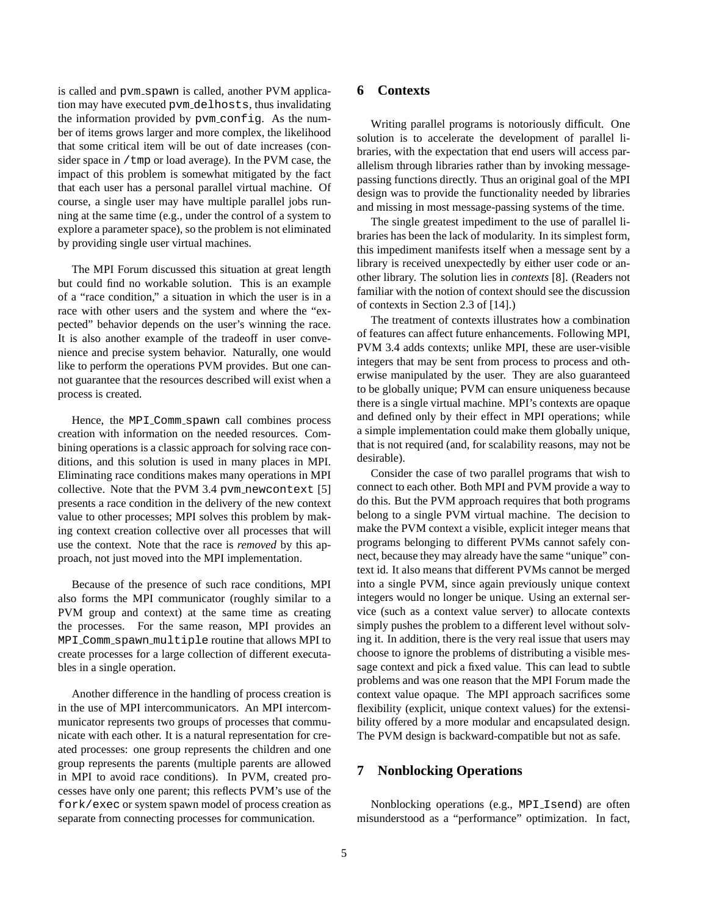is called and pvm_spawn is called, another PVM application may have executed pvm_delhosts, thus invalidating the information provided by pvm_config. As the number of items grows larger and more complex, the likelihood that some critical item will be out of date increases (consider space in /tmp or load average). In the PVM case, the impact of this problem is somewhat mitigated by the fact that each user has a personal parallel virtual machine. Of course, a single user may have multiple parallel jobs running at the same time (e.g., under the control of a system to explore a parameter space), so the problem is not eliminated by providing single user virtual machines.

The MPI Forum discussed this situation at great length but could find no workable solution. This is an example of a "race condition," a situation in which the user is in a race with other users and the system and where the "expected" behavior depends on the user's winning the race. It is also another example of the tradeoff in user convenience and precise system behavior. Naturally, one would like to perform the operations PVM provides. But one cannot guarantee that the resources described will exist when a process is created.

Hence, the MPI_Comm_spawn call combines process creation with information on the needed resources. Combining operations is a classic approach for solving race conditions, and this solution is used in many places in MPI. Eliminating race conditions makes many operations in MPI collective. Note that the PVM 3.4 pvm_newcontext [5] presents a race condition in the delivery of the new context value to other processes; MPI solves this problem by making context creation collective over all processes that will use the context. Note that the race is *removed* by this approach, not just moved into the MPI implementation.

Because of the presence of such race conditions, MPI also forms the MPI communicator (roughly similar to a PVM group and context) at the same time as creating the processes. For the same reason, MPI provides an MPI_Comm_spawn_multiple routine that allows MPI to create processes for a large collection of different executables in a single operation.

Another difference in the handling of process creation is in the use of MPI intercommunicators. An MPI intercommunicator represents two groups of processes that communicate with each other. It is a natural representation for created processes: one group represents the children and one group represents the parents (multiple parents are allowed in MPI to avoid race conditions). In PVM, created processes have only one parent; this reflects PVM's use of the fork/exec or system spawn model of process creation as separate from connecting processes for communication.

## 6 Contexts

Writing parallel programs is notoriously difficult. One solution is to accelerate the development of parallel libraries, with the expectation that end users will access parallelism through libraries rather than by invoking message-passing functions directly. Thus an original goal of the MPI design was to provide the functionality needed by libraries and missing in most message-passing systems of the time.

The single greatest impediment to the use of parallel libraries has been the lack of modularity. In its simplest form, this impediment manifests itself when a message sent by a library is received unexpectedly by either user code or another library. The solution lies in *contexts* [8]. (Readers not familiar with the notion of context should see the discussion of contexts in Section 2.3 of [14].)

The treatment of contexts illustrates how a combination of features can affect future enhancements. Following MPI, PVM 3.4 adds contexts; unlike MPI, these are user-visible integers that may be sent from process to process and otherwise manipulated by the user. They are also guaranteed to be globally unique; PVM can ensure uniqueness because there is a single virtual machine. MPI's contexts are opaque and defined only by their effect in MPI operations; while a simple implementation could make them globally unique, that is not required (and, for scalability reasons, may not be desirable).

Consider the case of two parallel programs that wish to connect to each other. Both MPI and PVM provide a way to do this. But the PVM approach requires that both programs belong to a single PVM virtual machine. The decision to make the PVM context a visible, explicit integer means that programs belonging to different PVMs cannot safely connect, because they may already have the same "unique" context id. It also means that different PVMs cannot be merged into a single PVM, since again previously unique context integers would no longer be unique. Using an external service (such as a context value server) to allocate contexts simply pushes the problem to a different level without solving it. In addition, there is the very real issue that users may choose to ignore the problems of distributing a visible message context and pick a fixed value. This can lead to subtle problems and was one reason that the MPI Forum made the context value opaque. The MPI approach sacrifices some flexibility (explicit, unique context values) for the extensibility offered by a more modular and encapsulated design. The PVM design is backward-compatible but not as safe.

## 7 Nonblocking Operations

Nonblocking operations (e.g., MPI_Isend) are often misunderstood as a "performance" optimization. In fact,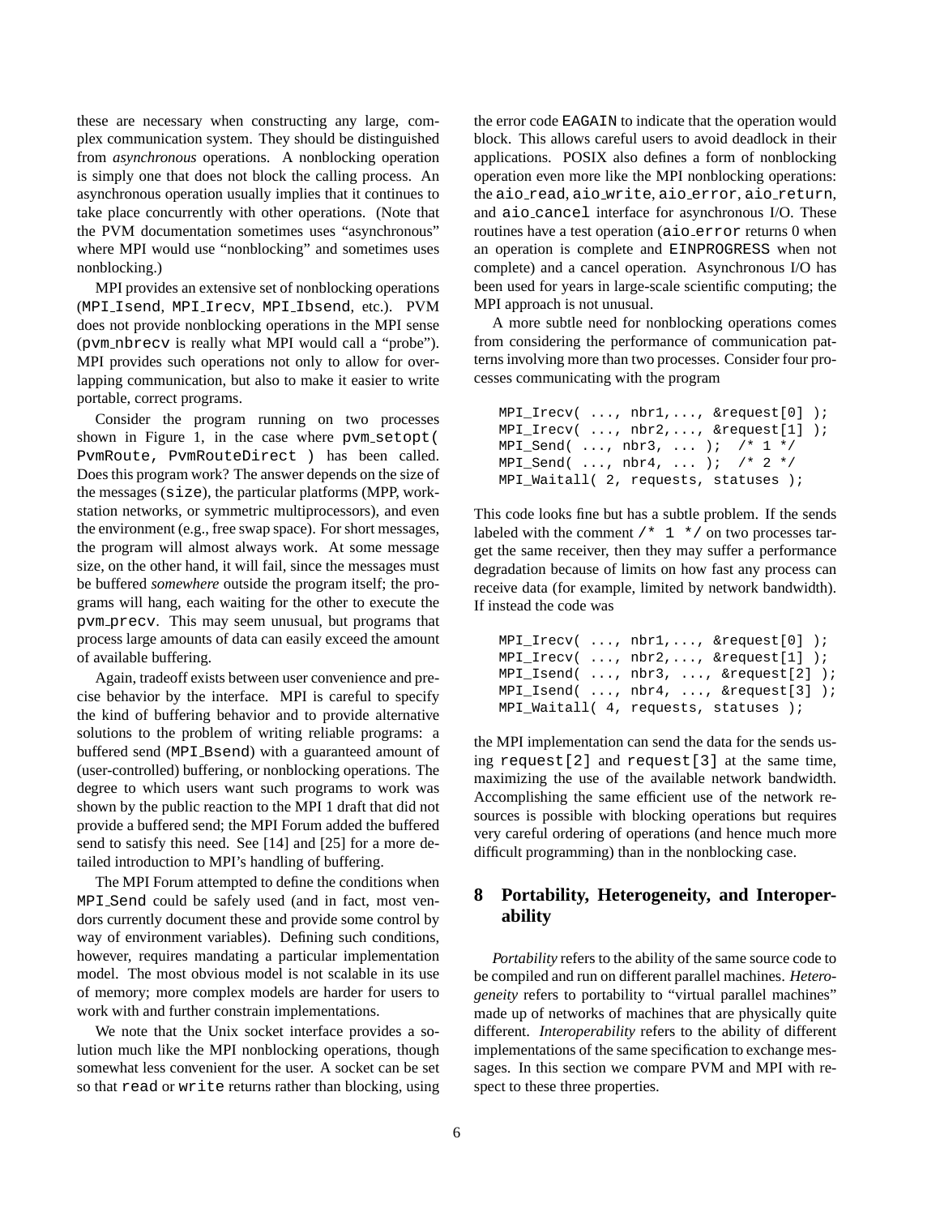these are necessary when constructing any large, complex communication system. They should be distinguished from *asynchronous* operations. A nonblocking operation is simply one that does not block the calling process. An asynchronous operation usually implies that it continues to take place concurrently with other operations. (Note that the PVM documentation sometimes uses "asynchronous" where MPI would use "nonblocking" and sometimes uses nonblocking.)

MPI provides an extensive set of nonblocking operations (`MPI_Isend`, `MPI_Irecv`, `MPI_Ibsend`, etc.). PVM does not provide nonblocking operations in the MPI sense (`pvm_nbrecv` is really what MPI would call a "probe"). MPI provides such operations not only to allow for overlapping communication, but also to make it easier to write portable, correct programs.

Consider the program running on two processes shown in Figure 1, in the case where `pvm_setopt( PvmRoute, PvmRouteDirect )` has been called. Does this program work? The answer depends on the size of the messages (`size`), the particular platforms (MPP, workstation networks, or symmetric multiprocessors), and even the environment (e.g., free swap space). For short messages, the program will almost always work. At some message size, on the other hand, it will fail, since the messages must be buffered *somewhere* outside the program itself; the programs will hang, each waiting for the other to execute the `pvm_precv`. This may seem unusual, but programs that process large amounts of data can easily exceed the amount of available buffering.

Again, tradeoff exists between user convenience and precise behavior by the interface. MPI is careful to specify the kind of buffering behavior and to provide alternative solutions to the problem of writing reliable programs: a buffered send (`MPI_Bsend`) with a guaranteed amount of (user-controlled) buffering, or nonblocking operations. The degree to which users want such programs to work was shown by the public reaction to the MPI 1 draft that did not provide a buffered send; the MPI Forum added the buffered send to satisfy this need. See [14] and [25] for a more detailed introduction to MPI's handling of buffering.

The MPI Forum attempted to define the conditions when `MPI_Send` could be safely used (and in fact, most vendors currently document these and provide some control by way of environment variables). Defining such conditions, however, requires mandating a particular implementation model. The most obvious model is not scalable in its use of memory; more complex models are harder for users to work with and further constrain implementations.

We note that the Unix socket interface provides a solution much like the MPI nonblocking operations, though somewhat less convenient for the user. A socket can be set so that `read` or `write` returns rather than blocking, using the error code `EAGAIN` to indicate that the operation would block. This allows careful users to avoid deadlock in their applications. POSIX also defines a form of nonblocking operation even more like the MPI nonblocking operations: the `aio_read`, `aio_write`, `aio_error`, `aio_return`, and `aio_cancel` interface for asynchronous I/O. These routines have a test operation (`aio_error` returns 0 when an operation is complete and `EINPROGRESS` when not complete) and a cancel operation. Asynchronous I/O has been used for years in large-scale scientific computing; the MPI approach is not unusual.

A more subtle need for nonblocking operations comes from considering the performance of communication patterns involving more than two processes. Consider four processes communicating with the program

```
MPI_Irecv( ..., nbr1,..., &request[0] );
MPI_Irecv( ..., nbr2,..., &request[1] );
MPI_Send( ..., nbr3, ... );  /* 1 */
MPI_Send( ..., nbr4, ... );  /* 2 */
MPI_Waitall( 2, requests, statuses );
```

This code looks fine but has a subtle problem. If the sends labeled with the comment `/* 1 */` on two processes target the same receiver, then they may suffer a performance degradation because of limits on how fast any process can receive data (for example, limited by network bandwidth). If instead the code was

```
MPI_Irecv( ..., nbr1,..., &request[0] );
MPI_Irecv( ..., nbr2,..., &request[1] );
MPI_Isend( ..., nbr3, ..., &request[2] );
MPI_Isend( ..., nbr4, ..., &request[3] );
MPI_Waitall( 4, requests, statuses );
```

the MPI implementation can send the data for the sends using `request[2]` and `request[3]` at the same time, maximizing the use of the available network bandwidth. Accomplishing the same efficient use of the network resources is possible with blocking operations but requires very careful ordering of operations (and hence much more difficult programming) than in the nonblocking case.

## 8 Portability, Heterogeneity, and Interoperability

*Portability* refers to the ability of the same source code to be compiled and run on different parallel machines. *Heterogeneity* refers to portability to "virtual parallel machines" made up of networks of machines that are physically quite different. *Interoperability* refers to the ability of different implementations of the same specification to exchange messages. In this section we compare PVM and MPI with respect to these three properties.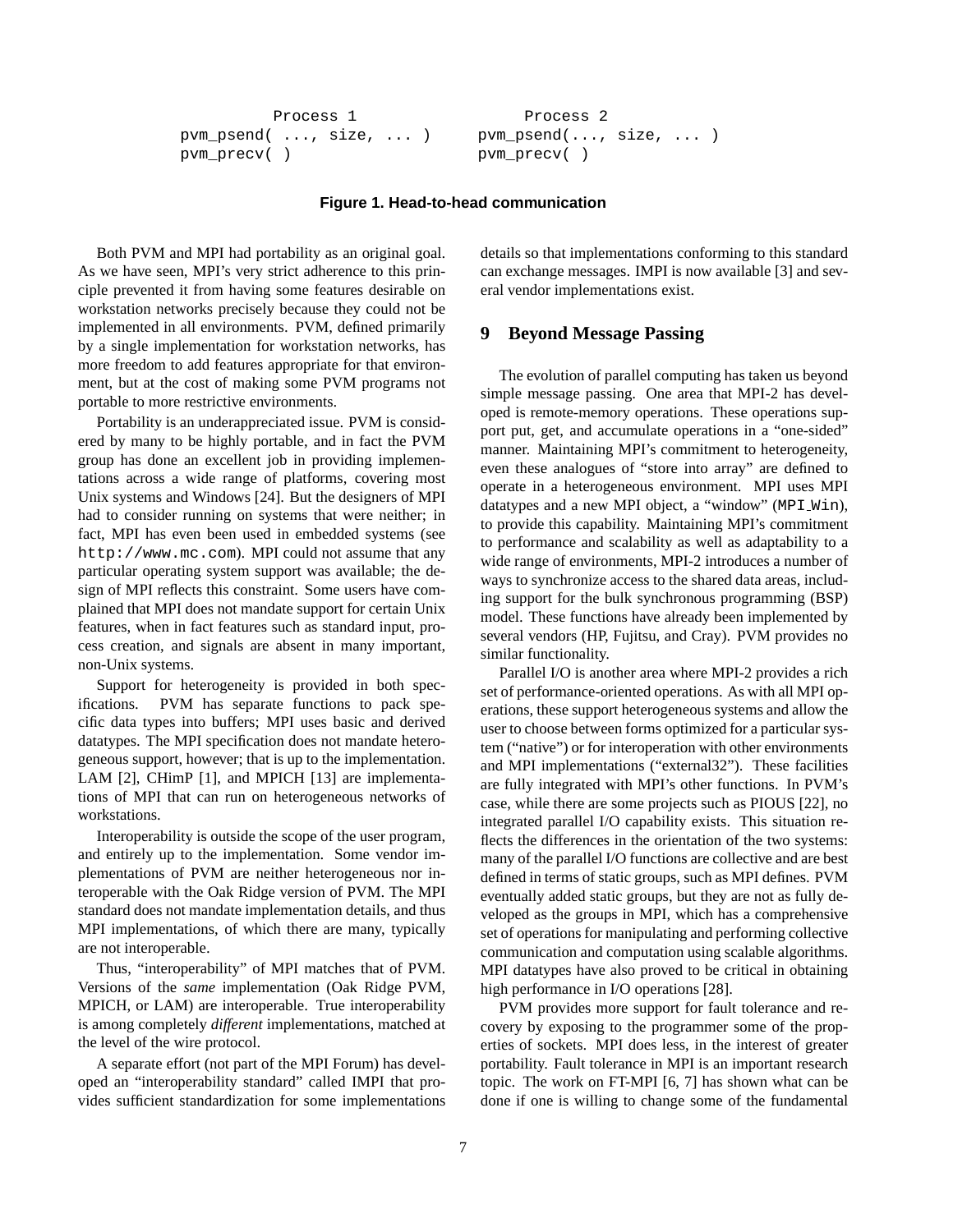```
        Process 1                        Process 2
pvm_psend( ..., size, ... )      pvm_psend(..., size, ... )
pvm_precv( )                     pvm_precv( )
```

**Figure 1. Head-to-head communication**

Both PVM and MPI had portability as an original goal. As we have seen, MPI's very strict adherence to this principle prevented it from having some features desirable on workstation networks precisely because they could not be implemented in all environments. PVM, defined primarily by a single implementation for workstation networks, has more freedom to add features appropriate for that environment, but at the cost of making some PVM programs not portable to more restrictive environments.

Portability is an underappreciated issue. PVM is considered by many to be highly portable, and in fact the PVM group has done an excellent job in providing implementations across a wide range of platforms, covering most Unix systems and Windows [24]. But the designers of MPI had to consider running on systems that were neither; in fact, MPI has even been used in embedded systems (see `http://www.mc.com`). MPI could not assume that any particular operating system support was available; the design of MPI reflects this constraint. Some users have complained that MPI does not mandate support for certain Unix features, when in fact features such as standard input, process creation, and signals are absent in many important, non-Unix systems.

Support for heterogeneity is provided in both specifications. PVM has separate functions to pack specific data types into buffers; MPI uses basic and derived datatypes. The MPI specification does not mandate heterogeneous support, however; that is up to the implementation. LAM [2], CHimP [1], and MPICH [13] are implementations of MPI that can run on heterogeneous networks of workstations.

Interoperability is outside the scope of the user program, and entirely up to the implementation. Some vendor implementations of PVM are neither heterogeneous nor interoperable with the Oak Ridge version of PVM. The MPI standard does not mandate implementation details, and thus MPI implementations, of which there are many, typically are not interoperable.

Thus, "interoperability" of MPI matches that of PVM. Versions of the *same* implementation (Oak Ridge PVM, MPICH, or LAM) are interoperable. True interoperability is among completely *different* implementations, matched at the level of the wire protocol.

A separate effort (not part of the MPI Forum) has developed an "interoperability standard" called IMPI that provides sufficient standardization for some implementations details so that implementations conforming to this standard can exchange messages. IMPI is now available [3] and several vendor implementations exist.

## 9 Beyond Message Passing

The evolution of parallel computing has taken us beyond simple message passing. One area that MPI-2 has developed is remote-memory operations. These operations support put, get, and accumulate operations in a "one-sided" manner. Maintaining MPI's commitment to heterogeneity, even these analogues of "store into array" are defined to operate in a heterogeneous environment. MPI uses MPI datatypes and a new MPI object, a "window" (`MPI_Win`), to provide this capability. Maintaining MPI's commitment to performance and scalability as well as adaptability to a wide range of environments, MPI-2 introduces a number of ways to synchronize access to the shared data areas, including support for the bulk synchronous programming (BSP) model. These functions have already been implemented by several vendors (HP, Fujitsu, and Cray). PVM provides no similar functionality.

Parallel I/O is another area where MPI-2 provides a rich set of performance-oriented operations. As with all MPI operations, these support heterogeneous systems and allow the user to choose between forms optimized for a particular system ("native") or for interoperation with other environments and MPI implementations ("external32"). These facilities are fully integrated with MPI's other functions. In PVM's case, while there are some projects such as PIOUS [22], no integrated parallel I/O capability exists. This situation reflects the differences in the orientation of the two systems: many of the parallel I/O functions are collective and are best defined in terms of static groups, such as MPI defines. PVM eventually added static groups, but they are not as fully developed as the groups in MPI, which has a comprehensive set of operations for manipulating and performing collective communication and computation using scalable algorithms. MPI datatypes have also proved to be critical in obtaining high performance in I/O operations [28].

PVM provides more support for fault tolerance and recovery by exposing to the programmer some of the properties of sockets. MPI does less, in the interest of greater portability. Fault tolerance in MPI is an important research topic. The work on FT-MPI [6, 7] has shown what can be done if one is willing to change some of the fundamental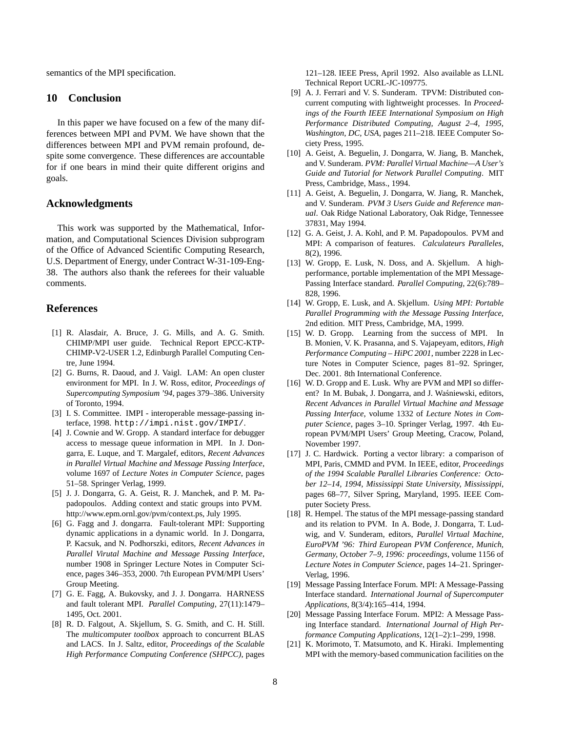semantics of the MPI specification.

## 10 Conclusion

In this paper we have focused on a few of the many differences between MPI and PVM. We have shown that the differences between MPI and PVM remain profound, despite some convergence. These differences are accountable for if one bears in mind their quite different origins and goals.

## Acknowledgments

This work was supported by the Mathematical, Information, and Computational Sciences Division subprogram of the Office of Advanced Scientific Computing Research, U.S. Department of Energy, under Contract W-31-109-Eng-38. The authors also thank the referees for their valuable comments.

## References

[1] R. Alasdair, A. Bruce, J. G. Mills, and A. G. Smith. CHIMP/MPI user guide. Technical Report EPCC-KTP-CHIMP-V2-USER 1.2, Edinburgh Parallel Computing Centre, June 1994.

[2] G. Burns, R. Daoud, and J. Vaigl. LAM: An open cluster environment for MPI. In J. W. Ross, editor, *Proceedings of Supercomputing Symposium '94*, pages 379–386. University of Toronto, 1994.

[3] I. S. Committee. IMPI - interoperable message-passing interface, 1998. `http://impi.nist.gov/IMPI/`.

[4] J. Cownie and W. Gropp. A standard interface for debugger access to message queue information in MPI. In J. Dongarra, E. Luque, and T. Margalef, editors, *Recent Advances in Parallel Virtual Machine and Message Passing Interface*, volume 1697 of *Lecture Notes in Computer Science*, pages 51–58. Springer Verlag, 1999.

[5] J. J. Dongarra, G. A. Geist, R. J. Manchek, and P. M. Papadopoulos. Adding context and static groups into PVM. http://www.epm.ornl.gov/pvm/context.ps, July 1995.

[6] G. Fagg and J. dongarra. Fault-tolerant MPI: Supporting dynamic applications in a dynamic world. In J. Dongarra, P. Kacsuk, and N. Podhorszki, editors, *Recent Advances in Parallel Virutal Machine and Message Passing Interface*, number 1908 in Springer Lecture Notes in Computer Science, pages 346–353, 2000. 7th European PVM/MPI Users' Group Meeting.

[7] G. E. Fagg, A. Bukovsky, and J. J. Dongarra. HARNESS and fault tolerant MPI. *Parallel Computing*, 27(11):1479–1495, Oct. 2001.

[8] R. D. Falgout, A. Skjellum, S. G. Smith, and C. H. Still. The *multicomputer toolbox* approach to concurrent BLAS and LACS. In J. Saltz, editor, *Proceedings of the Scalable High Performance Computing Conference (SHPCC)*, pages 121–128. IEEE Press, April 1992. Also available as LLNL Technical Report UCRL-JC-109775.

[9] A. J. Ferrari and V. S. Sunderam. TPVM: Distributed concurrent computing with lightweight processes. In *Proceedings of the Fourth IEEE International Symposium on High Performance Distributed Computing, August 2–4, 1995, Washington, DC, USA*, pages 211–218. IEEE Computer Society Press, 1995.

[10] A. Geist, A. Beguelin, J. Dongarra, W. Jiang, B. Manchek, and V. Sunderam. *PVM: Parallel Virtual Machine—A User's Guide and Tutorial for Network Parallel Computing*. MIT Press, Cambridge, Mass., 1994.

[11] A. Geist, A. Beguelin, J. Dongarra, W. Jiang, R. Manchek, and V. Sunderam. *PVM 3 Users Guide and Reference manual*. Oak Ridge National Laboratory, Oak Ridge, Tennessee 37831, May 1994.

[12] G. A. Geist, J. A. Kohl, and P. M. Papadopoulos. PVM and MPI: A comparison of features. *Calculateurs Paralleles*, 8(2), 1996.

[13] W. Gropp, E. Lusk, N. Doss, and A. Skjellum. A high-performance, portable implementation of the MPI Message-Passing Interface standard. *Parallel Computing*, 22(6):789–828, 1996.

[14] W. Gropp, E. Lusk, and A. Skjellum. *Using MPI: Portable Parallel Programming with the Message Passing Interface,* 2nd edition. MIT Press, Cambridge, MA, 1999.

[15] W. D. Gropp. Learning from the success of MPI. In B. Monien, V. K. Prasanna, and S. Vajapeyam, editors, *High Performance Computing – HiPC 2001*, number 2228 in Lecture Notes in Computer Science, pages 81–92. Springer, Dec. 2001. 8th International Conference.

[16] W. D. Gropp and E. Lusk. Why are PVM and MPI so different? In M. Bubak, J. Dongarra, and J. Waśniewski, editors, *Recent Advances in Parallel Virtual Machine and Message Passing Interface*, volume 1332 of *Lecture Notes in Computer Science*, pages 3–10. Springer Verlag, 1997. 4th European PVM/MPI Users' Group Meeting, Cracow, Poland, November 1997.

[17] J. C. Hardwick. Porting a vector library: a comparison of MPI, Paris, CMMD and PVM. In IEEE, editor, *Proceedings of the 1994 Scalable Parallel Libraries Conference: October 12–14, 1994, Mississippi State University, Mississippi*, pages 68–77, Silver Spring, Maryland, 1995. IEEE Computer Society Press.

[18] R. Hempel. The status of the MPI message-passing standard and its relation to PVM. In A. Bode, J. Dongarra, T. Ludwig, and V. Sunderam, editors, *Parallel Virtual Machine, EuroPVM '96: Third European PVM Conference, Munich, Germany, October 7–9, 1996: proceedings*, volume 1156 of *Lecture Notes in Computer Science*, pages 14–21. Springer-Verlag, 1996.

[19] Message Passing Interface Forum. MPI: A Message-Passing Interface standard. *International Journal of Supercomputer Applications*, 8(3/4):165–414, 1994.

[20] Message Passing Interface Forum. MPI2: A Message Passing Interface standard. *International Journal of High Performance Computing Applications*, 12(1–2):1–299, 1998.

[21] K. Morimoto, T. Matsumoto, and K. Hiraki. Implementing MPI with the memory-based communication facilities on the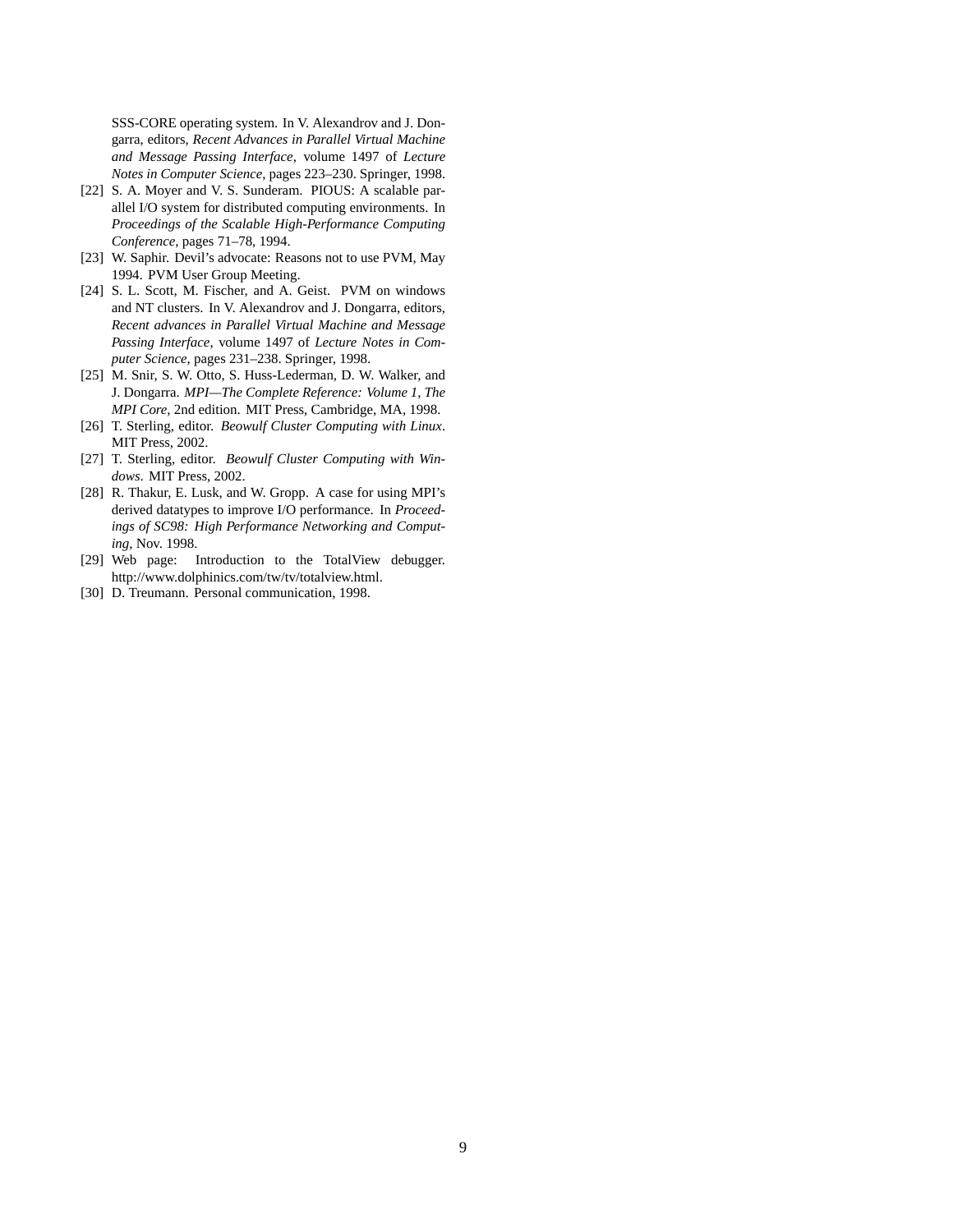SSS-CORE operating system. In V. Alexandrov and J. Dongarra, editors, *Recent Advances in Parallel Virtual Machine and Message Passing Interface*, volume 1497 of *Lecture Notes in Computer Science*, pages 223–230. Springer, 1998.

[22] S. A. Moyer and V. S. Sunderam. PIOUS: A scalable parallel I/O system for distributed computing environments. In *Proceedings of the Scalable High-Performance Computing Conference*, pages 71–78, 1994.

[23] W. Saphir. Devil's advocate: Reasons not to use PVM, May 1994. PVM User Group Meeting.

[24] S. L. Scott, M. Fischer, and A. Geist. PVM on windows and NT clusters. In V. Alexandrov and J. Dongarra, editors, *Recent advances in Parallel Virtual Machine and Message Passing Interface*, volume 1497 of *Lecture Notes in Computer Science*, pages 231–238. Springer, 1998.

[25] M. Snir, S. W. Otto, S. Huss-Lederman, D. W. Walker, and J. Dongarra. *MPI—The Complete Reference: Volume 1, The MPI Core*, 2nd edition. MIT Press, Cambridge, MA, 1998.

[26] T. Sterling, editor. *Beowulf Cluster Computing with Linux*. MIT Press, 2002.

[27] T. Sterling, editor. *Beowulf Cluster Computing with Windows*. MIT Press, 2002.

[28] R. Thakur, E. Lusk, and W. Gropp. A case for using MPI's derived datatypes to improve I/O performance. In *Proceedings of SC98: High Performance Networking and Computing*, Nov. 1998.

[29] Web page: Introduction to the TotalView debugger. http://www.dolphinics.com/tw/tv/totalview.html.

[30] D. Treumann. Personal communication, 1998.